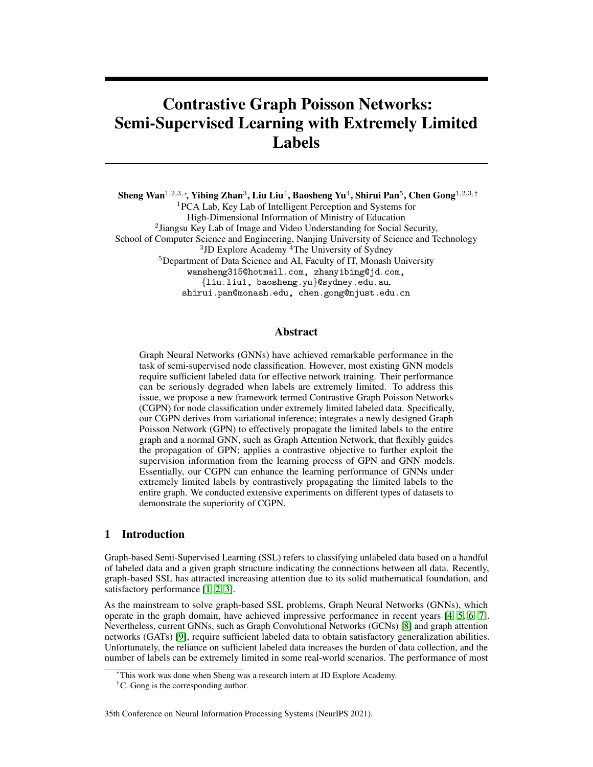# Contrastive Graph Poisson Networks: Semi-Supervised Learning with Extremely Limited Labels

**Sheng Wan[1,2,3,*], Yibing Zhan[3], Liu Liu[4], Baosheng Yu[4], Shirui Pan[5], Chen Gong[1,2,3,†]**

[1]PCA Lab, Key Lab of Intelligent Perception and Systems for High-Dimensional Information of Ministry of Education

[2]Jiangsu Key Lab of Image and Video Understanding for Social Security, School of Computer Science and Engineering, Nanjing University of Science and Technology

[3]JD Explore Academy [4]The University of Sydney

[5]Department of Data Science and AI, Faculty of IT, Monash University

wansheng315@hotmail.com, zhanyibing@jd.com, {liu.liu1, baosheng.yu}@sydney.edu.au, shirui.pan@monash.edu, chen.gong@njust.edu.cn

## Abstract

Graph Neural Networks (GNNs) have achieved remarkable performance in the task of semi-supervised node classification. However, most existing GNN models require sufficient labeled data for effective network training. Their performance can be seriously degraded when labels are extremely limited. To address this issue, we propose a new framework termed Contrastive Graph Poisson Networks (CGPN) for node classification under extremely limited labeled data. Specifically, our CGPN derives from variational inference; integrates a newly designed Graph Poisson Network (GPN) to effectively propagate the limited labels to the entire graph and a normal GNN, such as Graph Attention Network, that flexibly guides the propagation of GPN; applies a contrastive objective to further exploit the supervision information from the learning process of GPN and GNN models. Essentially, our CGPN can enhance the learning performance of GNNs under extremely limited labels by contrastively propagating the limited labels to the entire graph. We conducted extensive experiments on different types of datasets to demonstrate the superiority of CGPN.

## 1 Introduction

Graph-based Semi-Supervised Learning (SSL) refers to classifying unlabeled data based on a handful of labeled data and a given graph structure indicating the connections between all data. Recently, graph-based SSL has attracted increasing attention due to its solid mathematical foundation, and satisfactory performance [1, 2, 3].

As the mainstream to solve graph-based SSL problems, Graph Neural Networks (GNNs), which operate in the graph domain, have achieved impressive performance in recent years [4, 5, 6, 7]. Nevertheless, current GNNs, such as Graph Convolutional Networks (GCNs) [8] and graph attention networks (GATs) [9], require sufficient labeled data to obtain satisfactory generalization abilities. Unfortunately, the reliance on sufficient labeled data increases the burden of data collection, and the number of labels can be extremely limited in some real-world scenarios. The performance of most

*This work was done when Sheng was a research intern at JD Explore Academy.

†C. Gong is the corresponding author.

35th Conference on Neural Information Processing Systems (NeurIPS 2021).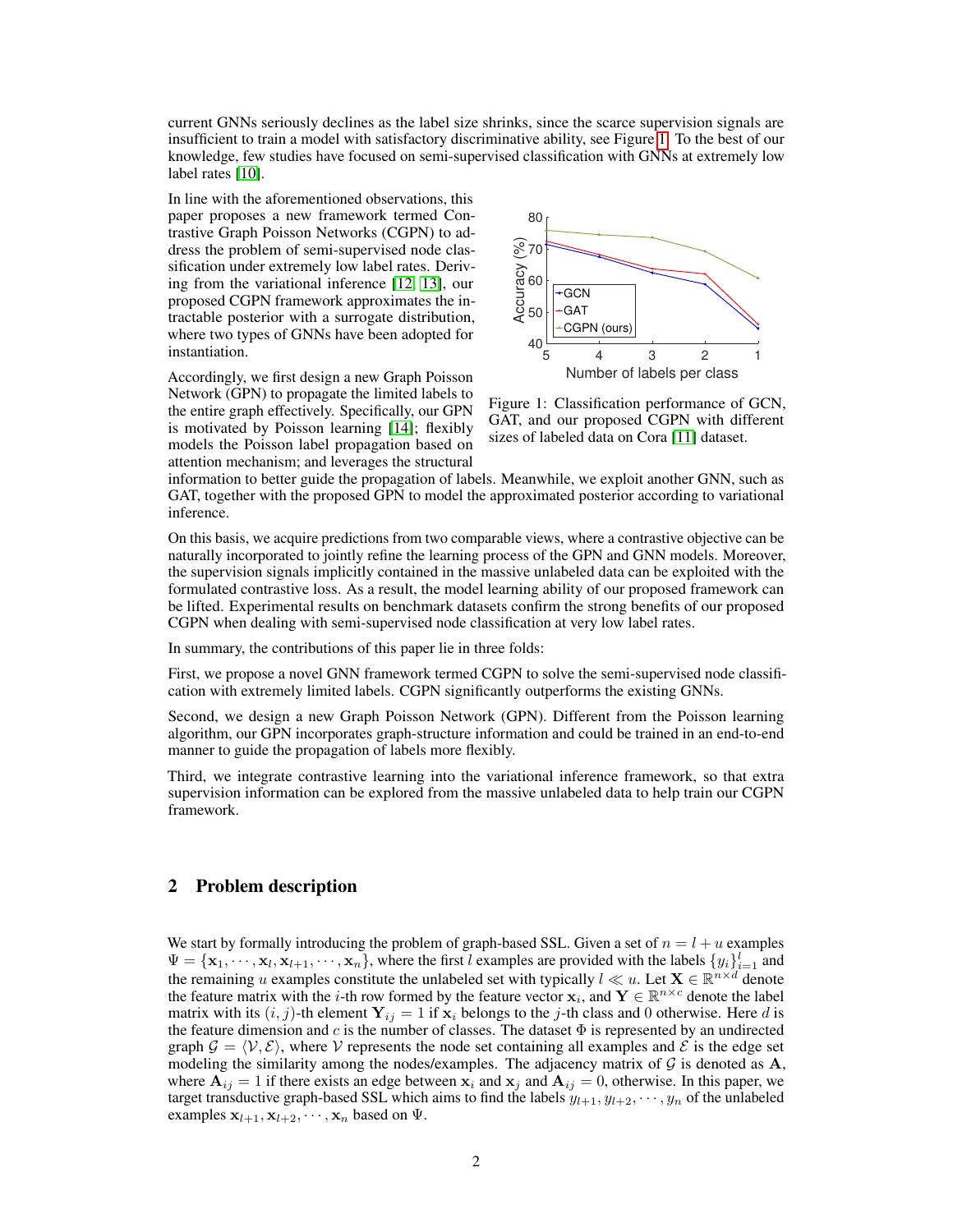current GNNs seriously declines as the label size shrinks, since the scarce supervision signals are insufficient to train a model with satisfactory discriminative ability, see Figure 1. To the best of our knowledge, few studies have focused on semi-supervised classification with GNNs at extremely low label rates [10].

In line with the aforementioned observations, this paper proposes a new framework termed Contrastive Graph Poisson Networks (CGPN) to address the problem of semi-supervised node classification under extremely low label rates. Deriving from the variational inference [12, 13], our proposed CGPN framework approximates the intractable posterior with a surrogate distribution, where two types of GNNs have been adopted for instantiation.

80
70
60
50
40
Accuracy (%)
5
4
3
2
1
Number of labels per class
GCN
GAT
CGPN (ours)

Figure 1: Classification performance of GCN, GAT, and our proposed CGPN with different sizes of labeled data on Cora [11] dataset.

Accordingly, we first design a new Graph Poisson Network (GPN) to propagate the limited labels to the entire graph effectively. Specifically, our GPN is motivated by Poisson learning [14]; flexibly models the Poisson label propagation based on attention mechanism; and leverages the structural information to better guide the propagation of labels. Meanwhile, we exploit another GNN, such as GAT, together with the proposed GPN to model the approximated posterior according to variational inference.

On this basis, we acquire predictions from two comparable views, where a contrastive objective can be naturally incorporated to jointly refine the learning process of the GPN and GNN models. Moreover, the supervision signals implicitly contained in the massive unlabeled data can be exploited with the formulated contrastive loss. As a result, the model learning ability of our proposed framework can be lifted. Experimental results on benchmark datasets confirm the strong benefits of our proposed CGPN when dealing with semi-supervised node classification at very low label rates.

In summary, the contributions of this paper lie in three folds:

First, we propose a novel GNN framework termed CGPN to solve the semi-supervised node classification with extremely limited labels. CGPN significantly outperforms the existing GNNs.

Second, we design a new Graph Poisson Network (GPN). Different from the Poisson learning algorithm, our GPN incorporates graph-structure information and could be trained in an end-to-end manner to guide the propagation of labels more flexibly.

Third, we integrate contrastive learning into the variational inference framework, so that extra supervision information can be explored from the massive unlabeled data to help train our CGPN framework.

## 2 Problem description

We start by formally introducing the problem of graph-based SSL. Given a set of $n = l + u$ examples $\Psi = \{\mathbf{x}_1, \cdots, \mathbf{x}_l, \mathbf{x}_{l+1}, \cdots, \mathbf{x}_n\}$, where the first $l$ examples are provided with the labels $\{y_i\}_{i=1}^{l}$ and the remaining $u$ examples constitute the unlabeled set with typically $l \ll u$. Let $\mathbf{X} \in \mathbb{R}^{n \times d}$ denote the feature matrix with the $i$-th row formed by the feature vector $\mathbf{x}_i$, and $\mathbf{Y} \in \mathbb{R}^{n \times c}$ denote the label matrix with its $(i, j)$-th element $\mathbf{Y}_{ij} = 1$ if $\mathbf{x}_i$ belongs to the $j$-th class and 0 otherwise. Here $d$ is the feature dimension and $c$ is the number of classes. The dataset $\Phi$ is represented by an undirected graph $\mathcal{G} = \langle \mathcal{V}, \mathcal{E} \rangle$, where $\mathcal{V}$ represents the node set containing all examples and $\mathcal{E}$ is the edge set modeling the similarity among the nodes/examples. The adjacency matrix of $\mathcal{G}$ is denoted as $\mathbf{A}$, where $\mathbf{A}_{ij} = 1$ if there exists an edge between $\mathbf{x}_i$ and $\mathbf{x}_j$ and $\mathbf{A}_{ij} = 0$, otherwise. In this paper, we target transductive graph-based SSL which aims to find the labels $y_{l+1}, y_{l+2}, \cdots, y_n$ of the unlabeled examples $\mathbf{x}_{l+1}, \mathbf{x}_{l+2}, \cdots, \mathbf{x}_n$ based on $\Psi$.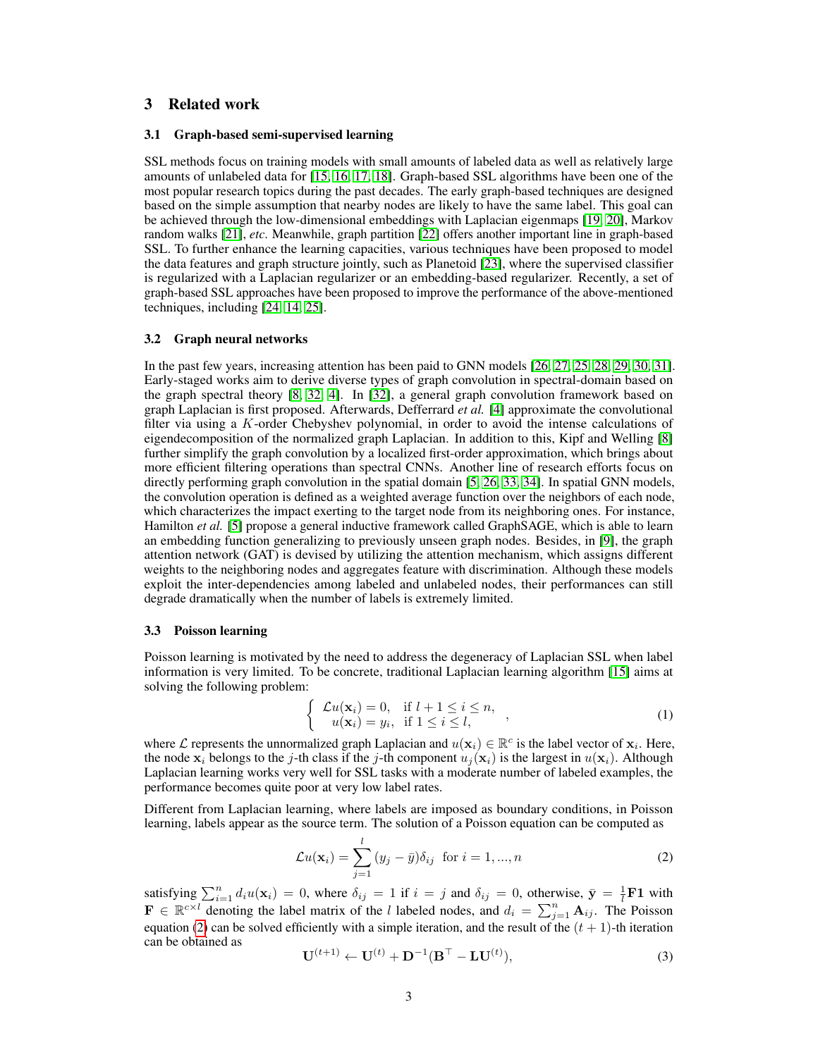## 3 Related work

### 3.1 Graph-based semi-supervised learning

SSL methods focus on training models with small amounts of labeled data as well as relatively large amounts of unlabeled data for [15, 16, 17, 18]. Graph-based SSL algorithms have been one of the most popular research topics during the past decades. The early graph-based techniques are designed based on the simple assumption that nearby nodes are likely to have the same label. This goal can be achieved through the low-dimensional embeddings with Laplacian eigenmaps [19, 20], Markov random walks [21], *etc*. Meanwhile, graph partition [22] offers another important line in graph-based SSL. To further enhance the learning capacities, various techniques have been proposed to model the data features and graph structure jointly, such as Planetoid [23], where the supervised classifier is regularized with a Laplacian regularizer or an embedding-based regularizer. Recently, a set of graph-based SSL approaches have been proposed to improve the performance of the above-mentioned techniques, including [24, 14, 25].

### 3.2 Graph neural networks

In the past few years, increasing attention has been paid to GNN models [26, 27, 25, 28, 29, 30, 31]. Early-staged works aim to derive diverse types of graph convolution in spectral-domain based on the graph spectral theory [8, 32, 4]. In [32], a general graph convolution framework based on graph Laplacian is first proposed. Afterwards, Defferrard *et al.* [4] approximate the convolutional filter via using a $K$-order Chebyshev polynomial, in order to avoid the intense calculations of eigendecomposition of the normalized graph Laplacian. In addition to this, Kipf and Welling [8] further simplify the graph convolution by a localized first-order approximation, which brings about more efficient filtering operations than spectral CNNs. Another line of research efforts focus on directly performing graph convolution in the spatial domain [5, 26, 33, 34]. In spatial GNN models, the convolution operation is defined as a weighted average function over the neighbors of each node, which characterizes the impact exerting to the target node from its neighboring ones. For instance, Hamilton *et al.* [5] propose a general inductive framework called GraphSAGE, which is able to learn an embedding function generalizing to previously unseen graph nodes. Besides, in [9], the graph attention network (GAT) is devised by utilizing the attention mechanism, which assigns different weights to the neighboring nodes and aggregates feature with discrimination. Although these models exploit the inter-dependencies among labeled and unlabeled nodes, their performances can still degrade dramatically when the number of labels is extremely limited.

### 3.3 Poisson learning

Poisson learning is motivated by the need to address the degeneracy of Laplacian SSL when label information is very limited. To be concrete, traditional Laplacian learning algorithm [15] aims at solving the following problem:

$$\begin{cases} \mathcal{L}u(\mathbf{x}_i) = 0, & \text{if } l+1 \leq i \leq n, \\ u(\mathbf{x}_i) = y_i, & \text{if } 1 \leq i \leq l, \end{cases} \tag{1}$$

where $\mathcal{L}$ represents the unnormalized graph Laplacian and $u(\mathbf{x}_i) \in \mathbb{R}^c$ is the label vector of $\mathbf{x}_i$. Here, the node $\mathbf{x}_i$ belongs to the $j$-th class if the $j$-th component $u_j(\mathbf{x}_i)$ is the largest in $u(\mathbf{x}_i)$. Although Laplacian learning works very well for SSL tasks with a moderate number of labeled examples, the performance becomes quite poor at very low label rates.

Different from Laplacian learning, where labels are imposed as boundary conditions, in Poisson learning, labels appear as the source term. The solution of a Poisson equation can be computed as

$$\mathcal{L}u(\mathbf{x}_i) = \sum_{j=1}^{l} (y_j - \bar{y})\delta_{ij} \quad \text{for } i = 1, ..., n \tag{2}$$

satisfying $\sum_{i=1}^{n} d_i u(\mathbf{x}_i) = 0$, where $\delta_{ij} = 1$ if $i = j$ and $\delta_{ij} = 0$, otherwise, $\bar{\mathbf{y}} = \frac{1}{l}\mathbf{F}\mathbf{1}$ with $\mathbf{F} \in \mathbb{R}^{c \times l}$ denoting the label matrix of the $l$ labeled nodes, and $d_i = \sum_{j=1}^{n} \mathbf{A}_{ij}$. The Poisson equation (2) can be solved efficiently with a simple iteration, and the result of the $(t+1)$-th iteration can be obtained as

$$\mathbf{U}^{(t+1)} \leftarrow \mathbf{U}^{(t)} + \mathbf{D}^{-1}(\mathbf{B}^\top - \mathbf{L}\mathbf{U}^{(t)}), \tag{3}$$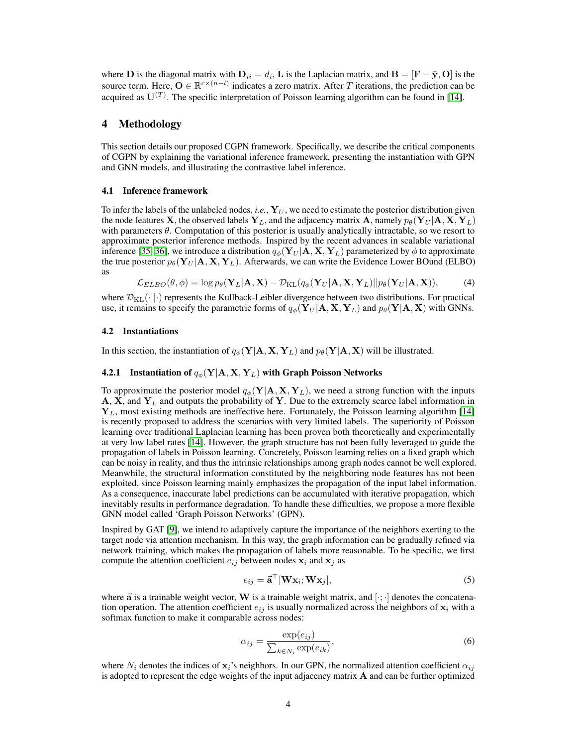where $\mathbf{D}$ is the diagonal matrix with $\mathbf{D}_{ii} = d_i$, $\mathbf{L}$ is the Laplacian matrix, and $\mathbf{B} = [\mathbf{F} - \bar{\mathbf{y}}, \mathbf{O}]$ is the source term. Here, $\mathbf{O} \in \mathbb{R}^{c \times (n-l)}$ indicates a zero matrix. After $T$ iterations, the prediction can be acquired as $\mathbf{U}^{(T)}$. The specific interpretation of Poisson learning algorithm can be found in [14].

# 4 Methodology

This section details our proposed CGPN framework. Specifically, we describe the critical components of CGPN by explaining the variational inference framework, presenting the instantiation with GPN and GNN models, and illustrating the contrastive label inference.

## 4.1 Inference framework

To infer the labels of the unlabeled nodes, *i.e.*, $\mathbf{Y}_U$, we need to estimate the posterior distribution given the node features $\mathbf{X}$, the observed labels $\mathbf{Y}_L$, and the adjacency matrix $\mathbf{A}$, namely $p_\theta(\mathbf{Y}_U|\mathbf{A}, \mathbf{X}, \mathbf{Y}_L)$ with parameters $\theta$. Computation of this posterior is usually analytically intractable, so we resort to approximate posterior inference methods. Inspired by the recent advances in scalable variational inference [35, 36], we introduce a distribution $q_\phi(\mathbf{Y}_U|\mathbf{A}, \mathbf{X}, \mathbf{Y}_L)$ parameterized by $\phi$ to approximate the true posterior $p_\theta(\mathbf{Y}_U|\mathbf{A}, \mathbf{X}, \mathbf{Y}_L)$. Afterwards, we can write the Evidence Lower BOund (ELBO) as

$$\mathcal{L}_{ELBO}(\theta, \phi) = \log p_\theta(\mathbf{Y}_L|\mathbf{A}, \mathbf{X}) - \mathcal{D}_{\mathrm{KL}}(q_\phi(\mathbf{Y}_U|\mathbf{A}, \mathbf{X}, \mathbf{Y}_L)||p_\theta(\mathbf{Y}_U|\mathbf{A}, \mathbf{X})), \tag{4}$$

where $\mathcal{D}_{\mathrm{KL}}(\cdot||\cdot)$ represents the Kullback-Leibler divergence between two distributions. For practical use, it remains to specify the parametric forms of $q_\phi(\mathbf{Y}_U|\mathbf{A}, \mathbf{X}, \mathbf{Y}_L)$ and $p_\theta(\mathbf{Y}|\mathbf{A}, \mathbf{X})$ with GNNs.

## 4.2 Instantiations

In this section, the instantiation of $q_\phi(\mathbf{Y}|\mathbf{A}, \mathbf{X}, \mathbf{Y}_L)$ and $p_\theta(\mathbf{Y}|\mathbf{A}, \mathbf{X})$ will be illustrated.

### 4.2.1 Instantiation of $q_\phi(\mathbf{Y}|\mathbf{A}, \mathbf{X}, \mathbf{Y}_L)$ with Graph Poisson Networks

To approximate the posterior model $q_\phi(\mathbf{Y}|\mathbf{A}, \mathbf{X}, \mathbf{Y}_L)$, we need a strong function with the inputs $\mathbf{A}$, $\mathbf{X}$, and $\mathbf{Y}_L$ and outputs the probability of $\mathbf{Y}$. Due to the extremely scarce label information in $\mathbf{Y}_L$, most existing methods are ineffective here. Fortunately, the Poisson learning algorithm [14] is recently proposed to address the scenarios with very limited labels. The superiority of Poisson learning over traditional Laplacian learning has been proven both theoretically and experimentally at very low label rates [14]. However, the graph structure has not been fully leveraged to guide the propagation of labels in Poisson learning. Concretely, Poisson learning relies on a fixed graph which can be noisy in reality, and thus the intrinsic relationships among graph nodes cannot be well explored. Meanwhile, the structural information constituted by the neighboring node features has not been exploited, since Poisson learning mainly emphasizes the propagation of the input label information. As a consequence, inaccurate label predictions can be accumulated with iterative propagation, which inevitably results in performance degradation. To handle these difficulties, we propose a more flexible GNN model called 'Graph Poisson Networks' (GPN).

Inspired by GAT [9], we intend to adaptively capture the importance of the neighbors exerting to the target node via attention mechanism. In this way, the graph information can be gradually refined via network training, which makes the propagation of labels more reasonable. To be specific, we first compute the attention coefficient $e_{ij}$ between nodes $\mathbf{x}_i$ and $\mathbf{x}_j$ as

$$e_{ij} = \vec{\mathbf{a}}^\top [\mathbf{W}\mathbf{x}_i; \mathbf{W}\mathbf{x}_j], \tag{5}$$

where $\vec{\mathbf{a}}$ is a trainable weight vector, $\mathbf{W}$ is a trainable weight matrix, and $[\cdot;\cdot]$ denotes the concatenation operation. The attention coefficient $e_{ij}$ is usually normalized across the neighbors of $\mathbf{x}_i$ with a softmax function to make it comparable across nodes:

$$\alpha_{ij} = \frac{\exp(e_{ij})}{\sum_{k \in N_i} \exp(e_{ik})}, \tag{6}$$

where $N_i$ denotes the indices of $\mathbf{x}_i$'s neighbors. In our GPN, the normalized attention coefficient $\alpha_{ij}$ is adopted to represent the edge weights of the input adjacency matrix $\mathbf{A}$ and can be further optimized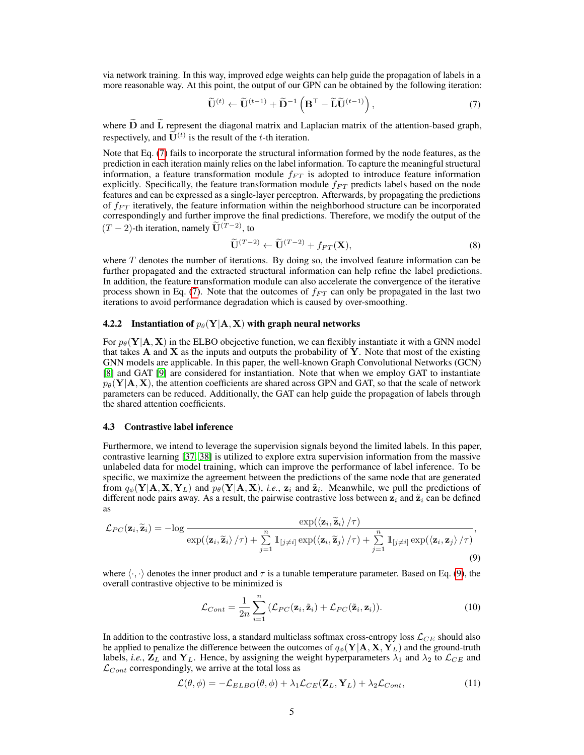via network training. In this way, improved edge weights can help guide the propagation of labels in a more reasonable way. At this point, the output of our GPN can be obtained by the following iteration:

$$\widetilde{\mathbf{U}}^{(t)} \leftarrow \widetilde{\mathbf{U}}^{(t-1)} + \widetilde{\mathbf{D}}^{-1}\left(\mathbf{B}^{\top} - \widetilde{\mathbf{L}}\widetilde{\mathbf{U}}^{(t-1)}\right), \tag{7}$$

where $\widetilde{\mathbf{D}}$ and $\widetilde{\mathbf{L}}$ represent the diagonal matrix and Laplacian matrix of the attention-based graph, respectively, and $\widetilde{\mathbf{U}}^{(t)}$ is the result of the $t$-th iteration.

Note that Eq. (7) fails to incorporate the structural information formed by the node features, as the prediction in each iteration mainly relies on the label information. To capture the meaningful structural information, a feature transformation module $f_{FT}$ is adopted to introduce feature information explicitly. Specifically, the feature transformation module $f_{FT}$ predicts labels based on the node features and can be expressed as a single-layer perceptron. Afterwards, by propagating the predictions of $f_{FT}$ iteratively, the feature information within the neighborhood structure can be incorporated correspondingly and further improve the final predictions. Therefore, we modify the output of the $(T-2)$-th iteration, namely $\widetilde{\mathbf{U}}^{(T-2)}$, to

$$\widetilde{\mathbf{U}}^{(T-2)} \leftarrow \widetilde{\mathbf{U}}^{(T-2)} + f_{FT}(\mathbf{X}), \tag{8}$$

where $T$ denotes the number of iterations. By doing so, the involved feature information can be further propagated and the extracted structural information can help refine the label predictions. In addition, the feature transformation module can also accelerate the convergence of the iterative process shown in Eq. (7). Note that the outcomes of $f_{FT}$ can only be propagated in the last two iterations to avoid performance degradation which is caused by over-smoothing.

#### 4.2.2 Instantiation of $p_\theta(\mathbf{Y}|\mathbf{A}, \mathbf{X})$ with graph neural networks

For $p_\theta(\mathbf{Y}|\mathbf{A}, \mathbf{X})$ in the ELBO obejective function, we can flexibly instantiate it with a GNN model that takes $\mathbf{A}$ and $\mathbf{X}$ as the inputs and outputs the probability of $\mathbf{Y}$. Note that most of the existing GNN models are applicable. In this paper, the well-known Graph Convolutional Networks (GCN) [8] and GAT [9] are considered for instantiation. Note that when we employ GAT to instantiate $p_\theta(\mathbf{Y}|\mathbf{A}, \mathbf{X})$, the attention coefficients are shared across GPN and GAT, so that the scale of network parameters can be reduced. Additionally, the GAT can help guide the propagation of labels through the shared attention coefficients.

### 4.3 Contrastive label inference

Furthermore, we intend to leverage the supervision signals beyond the limited labels. In this paper, contrastive learning [37, 38] is utilized to explore extra supervision information from the massive unlabeled data for model training, which can improve the performance of label inference. To be specific, we maximize the agreement between the predictions of the same node that are generated from $q_\phi(\mathbf{Y}|\mathbf{A}, \mathbf{X}, \mathbf{Y}_L)$ and $p_\theta(\mathbf{Y}|\mathbf{A}, \mathbf{X})$, *i.e.*, $\mathbf{z}_i$ and $\tilde{\mathbf{z}}_i$. Meanwhile, we pull the predictions of different node pairs away. As a result, the pairwise contrastive loss between $\mathbf{z}_i$ and $\tilde{\mathbf{z}}_i$ can be defined as

$$\mathcal{L}_{PC}(\mathbf{z}_i, \widetilde{\mathbf{z}}_i) = -\log \frac{\exp(\langle \mathbf{z}_i, \widetilde{\mathbf{z}}_i \rangle / \tau)}{\exp(\langle \mathbf{z}_i, \widetilde{\mathbf{z}}_i \rangle / \tau) + \sum_{j=1}^{n} \mathbb{1}_{[j \neq i]} \exp(\langle \mathbf{z}_i, \widetilde{\mathbf{z}}_j \rangle / \tau) + \sum_{j=1}^{n} \mathbb{1}_{[j \neq i]} \exp(\langle \mathbf{z}_i, \mathbf{z}_j \rangle / \tau)}, \tag{9}$$

where $\langle \cdot, \cdot \rangle$ denotes the inner product and $\tau$ is a tunable temperature parameter. Based on Eq. (9), the overall contrastive objective to be minimized is

$$\mathcal{L}_{Cont} = \frac{1}{2n} \sum_{i=1}^{n} \left( \mathcal{L}_{PC}(\mathbf{z}_i, \tilde{\mathbf{z}}_i) + \mathcal{L}_{PC}(\tilde{\mathbf{z}}_i, \mathbf{z}_i) \right). \tag{10}$$

In addition to the contrastive loss, a standard multiclass softmax cross-entropy loss $\mathcal{L}_{CE}$ should also be applied to penalize the difference between the outcomes of $q_\phi(\mathbf{Y}|\mathbf{A}, \mathbf{X}, \mathbf{Y}_L)$ and the ground-truth labels, *i.e.*, $\mathbf{Z}_L$ and $\mathbf{Y}_L$. Hence, by assigning the weight hyperparameters $\lambda_1$ and $\lambda_2$ to $\mathcal{L}_{CE}$ and $\mathcal{L}_{Cont}$ correspondingly, we arrive at the total loss as

$$\mathcal{L}(\theta, \phi) = -\mathcal{L}_{ELBO}(\theta, \phi) + \lambda_1 \mathcal{L}_{CE}(\mathbf{Z}_L, \mathbf{Y}_L) + \lambda_2 \mathcal{L}_{Cont}, \tag{11}$$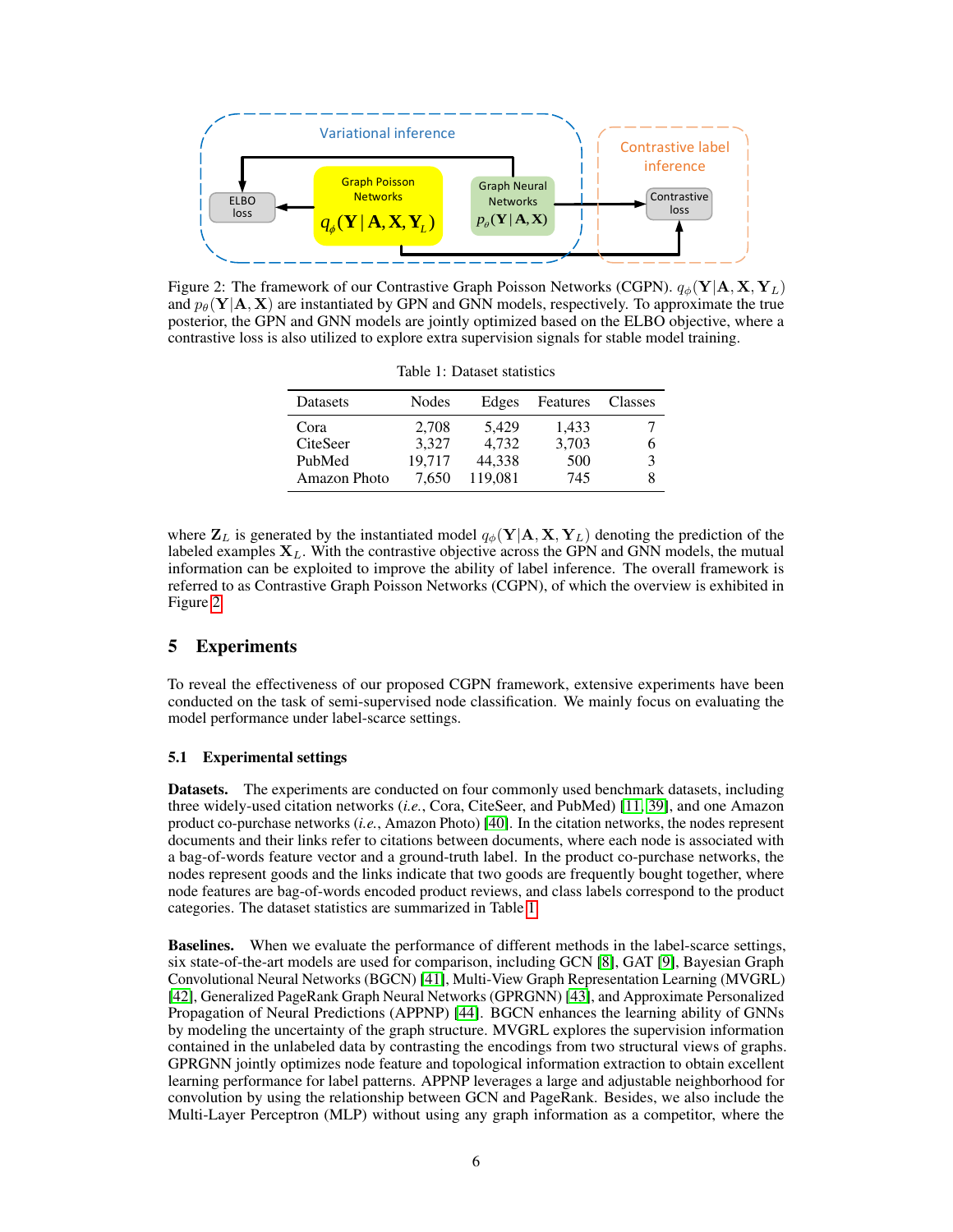Variational inference

ELBO loss

Graph Poisson Networks

$q_\phi(\mathbf{Y}|\mathbf{A},\mathbf{X},\mathbf{Y}_L)$

Graph Neural Networks

$p_\theta(\mathbf{Y}|\mathbf{A},\mathbf{X})$

Contrastive label inference

Contrastive loss

Figure 2: The framework of our Contrastive Graph Poisson Networks (CGPN). $q_\phi(\mathbf{Y}|\mathbf{A},\mathbf{X},\mathbf{Y}_L)$ and $p_\theta(\mathbf{Y}|\mathbf{A},\mathbf{X})$ are instantiated by GPN and GNN models, respectively. To approximate the true posterior, the GPN and GNN models are jointly optimized based on the ELBO objective, where a contrastive loss is also utilized to explore extra supervision signals for stable model training.

Table 1: Dataset statistics

| Datasets | Nodes | Edges | Features | Classes |
|---|---|---|---|---|
| Cora | 2,708 | 5,429 | 1,433 | 7 |
| CiteSeer | 3,327 | 4,732 | 3,703 | 6 |
| PubMed | 19,717 | 44,338 | 500 | 3 |
| Amazon Photo | 7,650 | 119,081 | 745 | 8 |

where $\mathbf{Z}_L$ is generated by the instantiated model $q_\phi(\mathbf{Y}|\mathbf{A},\mathbf{X},\mathbf{Y}_L)$ denoting the prediction of the labeled examples $\mathbf{X}_L$. With the contrastive objective across the GPN and GNN models, the mutual information can be exploited to improve the ability of label inference. The overall framework is referred to as Contrastive Graph Poisson Networks (CGPN), of which the overview is exhibited in Figure 2.

## 5 Experiments

To reveal the effectiveness of our proposed CGPN framework, extensive experiments have been conducted on the task of semi-supervised node classification. We mainly focus on evaluating the model performance under label-scarce settings.

### 5.1 Experimental settings

**Datasets.** The experiments are conducted on four commonly used benchmark datasets, including three widely-used citation networks (*i.e.*, Cora, CiteSeer, and PubMed) [11, 39], and one Amazon product co-purchase networks (*i.e.*, Amazon Photo) [40]. In the citation networks, the nodes represent documents and their links refer to citations between documents, where each node is associated with a bag-of-words feature vector and a ground-truth label. In the product co-purchase networks, the nodes represent goods and the links indicate that two goods are frequently bought together, where node features are bag-of-words encoded product reviews, and class labels correspond to the product categories. The dataset statistics are summarized in Table 1.

**Baselines.** When we evaluate the performance of different methods in the label-scarce settings, six state-of-the-art models are used for comparison, including GCN [8], GAT [9], Bayesian Graph Convolutional Neural Networks (BGCN) [41], Multi-View Graph Representation Learning (MVGRL) [42], Generalized PageRank Graph Neural Networks (GPRGNN) [43], and Approximate Personalized Propagation of Neural Predictions (APPNP) [44]. BGCN enhances the learning ability of GNNs by modeling the uncertainty of the graph structure. MVGRL explores the supervision information contained in the unlabeled data by contrasting the encodings from two structural views of graphs. GPRGNN jointly optimizes node feature and topological information extraction to obtain excellent learning performance for label patterns. APPNP leverages a large and adjustable neighborhood for convolution by using the relationship between GCN and PageRank. Besides, we also include the Multi-Layer Perceptron (MLP) without using any graph information as a competitor, where the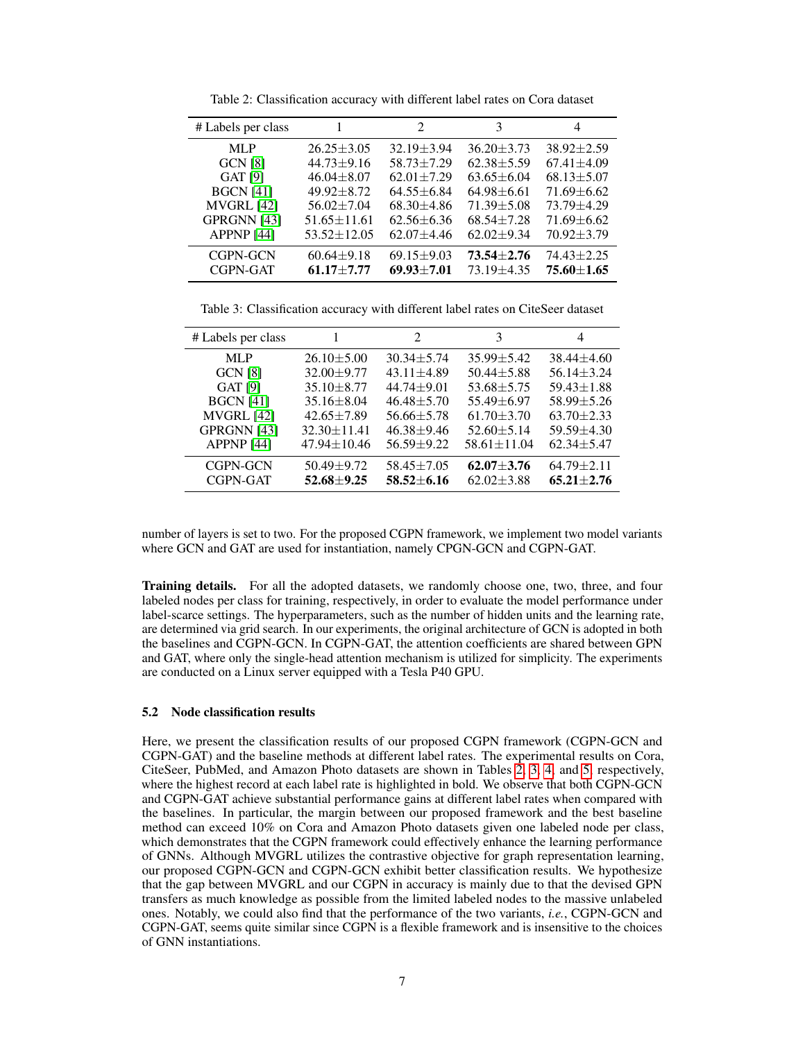Table 2: Classification accuracy with different label rates on Cora dataset

| # Labels per class | 1 | 2 | 3 | 4 |
|---|---|---|---|---|
| MLP | 26.25±3.05 | 32.19±3.94 | 36.20±3.73 | 38.92±2.59 |
| GCN [8] | 44.73±9.16 | 58.73±7.29 | 62.38±5.59 | 67.41±4.09 |
| GAT [9] | 46.04±8.07 | 62.01±7.29 | 63.65±6.04 | 68.13±5.07 |
| BGCN [41] | 49.92±8.72 | 64.55±6.84 | 64.98±6.61 | 71.69±6.62 |
| MVGRL [42] | 56.02±7.04 | 68.30±4.86 | 71.39±5.08 | 73.79±4.29 |
| GPRGNN [43] | 51.65±11.61 | 62.56±6.36 | 68.54±7.28 | 71.69±6.62 |
| APPNP [44] | 53.52±12.05 | 62.07±4.46 | 62.02±9.34 | 70.92±3.79 |
| CGPN-GCN | 60.64±9.18 | 69.15±9.03 | **73.54±2.76** | 74.43±2.25 |
| CGPN-GAT | **61.17±7.77** | **69.93±7.01** | 73.19±4.35 | **75.60±1.65** |

Table 3: Classification accuracy with different label rates on CiteSeer dataset

| # Labels per class | 1 | 2 | 3 | 4 |
|---|---|---|---|---|
| MLP | 26.10±5.00 | 30.34±5.74 | 35.99±5.42 | 38.44±4.60 |
| GCN [8] | 32.00±9.77 | 43.11±4.89 | 50.44±5.88 | 56.14±3.24 |
| GAT [9] | 35.10±8.77 | 44.74±9.01 | 53.68±5.75 | 59.43±1.88 |
| BGCN [41] | 35.16±8.04 | 46.48±5.70 | 55.49±6.97 | 58.99±5.26 |
| MVGRL [42] | 42.65±7.89 | 56.66±5.78 | 61.70±3.70 | 63.70±2.33 |
| GPRGNN [43] | 32.30±11.41 | 46.38±9.46 | 52.60±5.14 | 59.59±4.30 |
| APPNP [44] | 47.94±10.46 | 56.59±9.22 | 58.61±11.04 | 62.34±5.47 |
| CGPN-GCN | 50.49±9.72 | 58.45±7.05 | **62.07±3.76** | 64.79±2.11 |
| CGPN-GAT | **52.68±9.25** | **58.52±6.16** | 62.02±3.88 | **65.21±2.76** |

number of layers is set to two. For the proposed CGPN framework, we implement two model variants where GCN and GAT are used for instantiation, namely CPGN-GCN and CGPN-GAT.

**Training details.** For all the adopted datasets, we randomly choose one, two, three, and four labeled nodes per class for training, respectively, in order to evaluate the model performance under label-scarce settings. The hyperparameters, such as the number of hidden units and the learning rate, are determined via grid search. In our experiments, the original architecture of GCN is adopted in both the baselines and CGPN-GCN. In CGPN-GAT, the attention coefficients are shared between GPN and GAT, where only the single-head attention mechanism is utilized for simplicity. The experiments are conducted on a Linux server equipped with a Tesla P40 GPU.

### 5.2 Node classification results

Here, we present the classification results of our proposed CGPN framework (CGPN-GCN and CGPN-GAT) and the baseline methods at different label rates. The experimental results on Cora, CiteSeer, PubMed, and Amazon Photo datasets are shown in Tables 2, 3, 4, and 5, respectively, where the highest record at each label rate is highlighted in bold. We observe that both CGPN-GCN and CGPN-GAT achieve substantial performance gains at different label rates when compared with the baselines. In particular, the margin between our proposed framework and the best baseline method can exceed 10% on Cora and Amazon Photo datasets given one labeled node per class, which demonstrates that the CGPN framework could effectively enhance the learning performance of GNNs. Although MVGRL utilizes the contrastive objective for graph representation learning, our proposed CGPN-GCN and CGPN-GCN exhibit better classification results. We hypothesize that the gap between MVGRL and our CGPN in accuracy is mainly due to that the devised GPN transfers as much knowledge as possible from the limited labeled nodes to the massive unlabeled ones. Notably, we could also find that the performance of the two variants, *i.e.*, CGPN-GCN and CGPN-GAT, seems quite similar since CGPN is a flexible framework and is insensitive to the choices of GNN instantiations.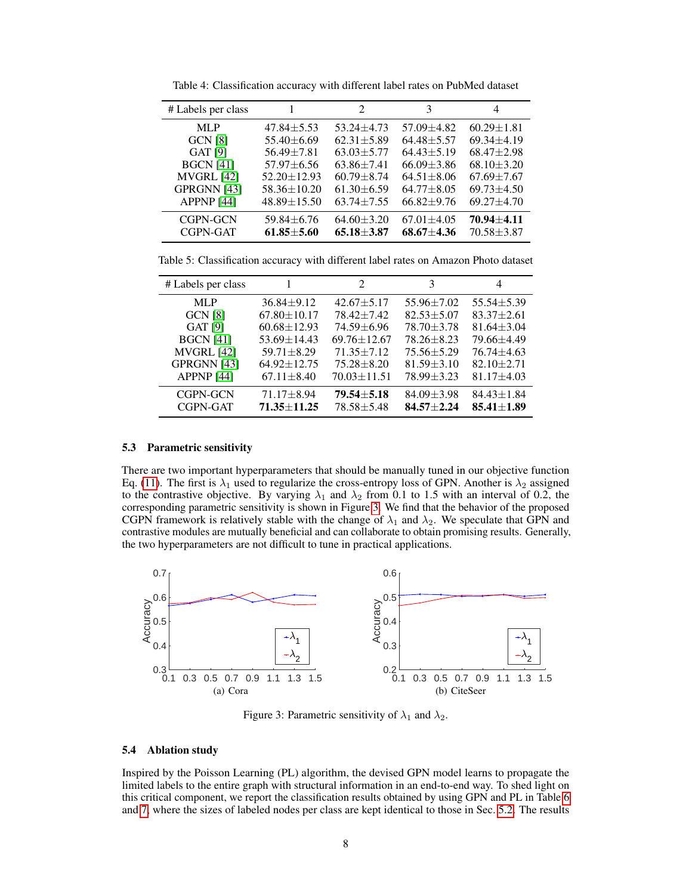Table 4: Classification accuracy with different label rates on PubMed dataset

| # Labels per class | 1 | 2 | 3 | 4 |
|---|---|---|---|---|
| MLP | 47.84±5.53 | 53.24±4.73 | 57.09±4.82 | 60.29±1.81 |
| GCN [8] | 55.40±6.69 | 62.31±5.89 | 64.48±5.57 | 69.34±4.19 |
| GAT [9] | 56.49±7.81 | 63.03±5.77 | 64.43±5.19 | 68.47±2.98 |
| BGCN [41] | 57.97±6.56 | 63.86±7.41 | 66.09±3.86 | 68.10±3.20 |
| MVGRL [42] | 52.20±12.93 | 60.79±8.74 | 64.51±8.06 | 67.69±7.67 |
| GPRGNN [43] | 58.36±10.20 | 61.30±6.59 | 64.77±8.05 | 69.73±4.50 |
| APPNP [44] | 48.89±15.50 | 63.74±7.55 | 66.82±9.76 | 69.27±4.70 |
| CGPN-GCN | 59.84±6.76 | 64.60±3.20 | 67.01±4.05 | **70.94±4.11** |
| CGPN-GAT | **61.85±5.60** | **65.18±3.87** | **68.67±4.36** | 70.58±3.87 |

Table 5: Classification accuracy with different label rates on Amazon Photo dataset

| # Labels per class | 1 | 2 | 3 | 4 |
|---|---|---|---|---|
| MLP | 36.84±9.12 | 42.67±5.17 | 55.96±7.02 | 55.54±5.39 |
| GCN [8] | 67.80±10.17 | 78.42±7.42 | 82.53±5.07 | 83.37±2.61 |
| GAT [9] | 60.68±12.93 | 74.59±6.96 | 78.70±3.78 | 81.64±3.04 |
| BGCN [41] | 53.69±14.43 | 69.76±12.67 | 78.26±8.23 | 79.66±4.49 |
| MVGRL [42] | 59.71±8.29 | 71.35±7.12 | 75.56±5.29 | 76.74±4.63 |
| GPRGNN [43] | 64.92±12.75 | 75.28±8.20 | 81.59±3.10 | 82.10±2.71 |
| APPNP [44] | 67.11±8.40 | 70.03±11.51 | 78.99±3.23 | 81.17±4.03 |
| CGPN-GCN | 71.17±8.94 | **79.54±5.18** | 84.09±3.98 | 84.43±1.84 |
| CGPN-GAT | **71.35±11.25** | 78.58±5.48 | **84.57±2.24** | **85.41±1.89** |

### 5.3 Parametric sensitivity

There are two important hyperparameters that should be manually tuned in our objective function Eq. (11). The first is $\lambda_1$ used to regularize the cross-entropy loss of GPN. Another is $\lambda_2$ assigned to the contrastive objective. By varying $\lambda_1$ and $\lambda_2$ from 0.1 to 1.5 with an interval of 0.2, the corresponding parametric sensitivity is shown in Figure 3. We find that the behavior of the proposed CGPN framework is relatively stable with the change of $\lambda_1$ and $\lambda_2$. We speculate that GPN and contrastive modules are mutually beneficial and can collaborate to obtain promising results. Generally, the two hyperparameters are not difficult to tune in practical applications.

Accuracy
0.7
0.6
0.5
0.4
0.3
0.1 0.3 0.5 0.7 0.9 1.1 1.3 1.5
$\lambda_1$
$\lambda_2$
(a) Cora

Accuracy
0.6
0.5
0.4
0.3
0.2
0.1 0.3 0.5 0.7 0.9 1.1 1.3 1.5
$\lambda_1$
$\lambda_2$
(b) CiteSeer

Figure 3: Parametric sensitivity of $\lambda_1$ and $\lambda_2$.

### 5.4 Ablation study

Inspired by the Poisson Learning (PL) algorithm, the devised GPN model learns to propagate the limited labels to the entire graph with structural information in an end-to-end way. To shed light on this critical component, we report the classification results obtained by using GPN and PL in Table 6 and 7, where the sizes of labeled nodes per class are kept identical to those in Sec. 5.2. The results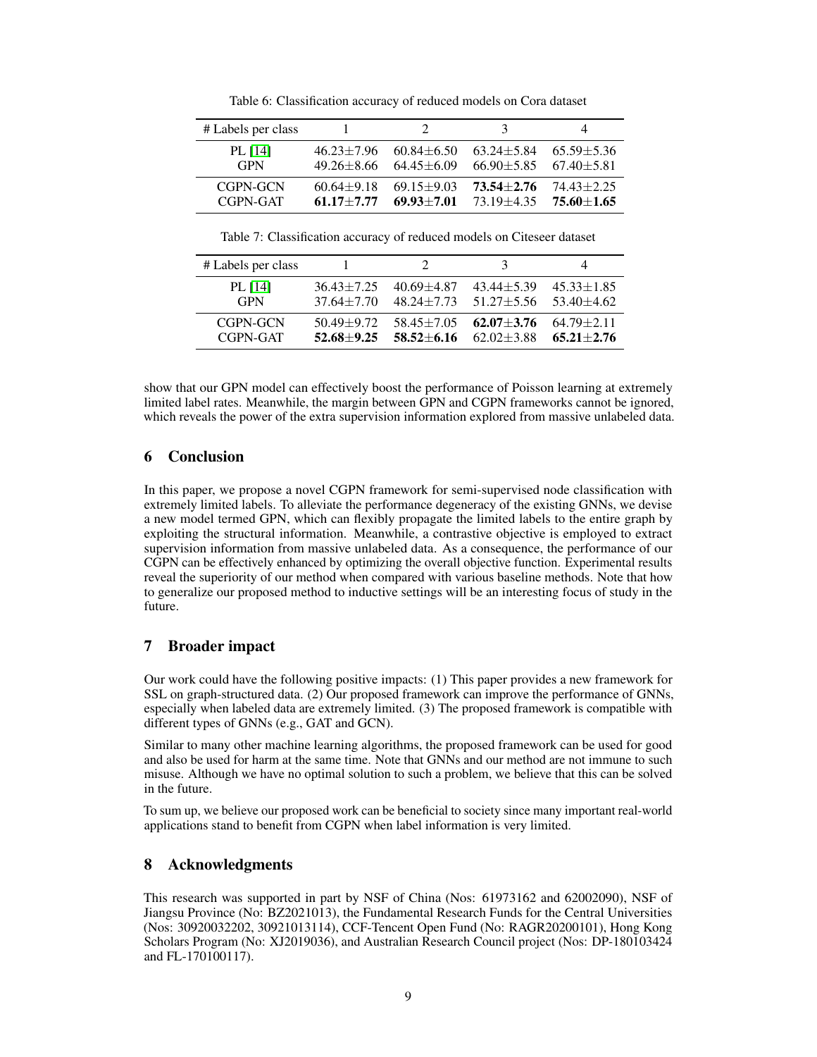Table 6: Classification accuracy of reduced models on Cora dataset

| # Labels per class | 1 | 2 | 3 | 4 |
|---|---|---|---|---|
| PL [14] | 46.23±7.96 | 60.84±6.50 | 63.24±5.84 | 65.59±5.36 |
| GPN | 49.26±8.66 | 64.45±6.09 | 66.90±5.85 | 67.40±5.81 |
| CGPN-GCN | 60.64±9.18 | 69.15±9.03 | **73.54±2.76** | 74.43±2.25 |
| CGPN-GAT | **61.17±7.77** | **69.93±7.01** | 73.19±4.35 | **75.60±1.65** |

Table 7: Classification accuracy of reduced models on Citeseer dataset

| # Labels per class | 1 | 2 | 3 | 4 |
|---|---|---|---|---|
| PL [14] | 36.43±7.25 | 40.69±4.87 | 43.44±5.39 | 45.33±1.85 |
| GPN | 37.64±7.70 | 48.24±7.73 | 51.27±5.56 | 53.40±4.62 |
| CGPN-GCN | 50.49±9.72 | 58.45±7.05 | **62.07±3.76** | 64.79±2.11 |
| CGPN-GAT | **52.68±9.25** | **58.52±6.16** | 62.02±3.88 | **65.21±2.76** |

show that our GPN model can effectively boost the performance of Poisson learning at extremely limited label rates. Meanwhile, the margin between GPN and CGPN frameworks cannot be ignored, which reveals the power of the extra supervision information explored from massive unlabeled data.

## 6 Conclusion

In this paper, we propose a novel CGPN framework for semi-supervised node classification with extremely limited labels. To alleviate the performance degeneracy of the existing GNNs, we devise a new model termed GPN, which can flexibly propagate the limited labels to the entire graph by exploiting the structural information. Meanwhile, a contrastive objective is employed to extract supervision information from massive unlabeled data. As a consequence, the performance of our CGPN can be effectively enhanced by optimizing the overall objective function. Experimental results reveal the superiority of our method when compared with various baseline methods. Note that how to generalize our proposed method to inductive settings will be an interesting focus of study in the future.

## 7 Broader impact

Our work could have the following positive impacts: (1) This paper provides a new framework for SSL on graph-structured data. (2) Our proposed framework can improve the performance of GNNs, especially when labeled data are extremely limited. (3) The proposed framework is compatible with different types of GNNs (e.g., GAT and GCN).

Similar to many other machine learning algorithms, the proposed framework can be used for good and also be used for harm at the same time. Note that GNNs and our method are not immune to such misuse. Although we have no optimal solution to such a problem, we believe that this can be solved in the future.

To sum up, we believe our proposed work can be beneficial to society since many important real-world applications stand to benefit from CGPN when label information is very limited.

## 8 Acknowledgments

This research was supported in part by NSF of China (Nos: 61973162 and 62002090), NSF of Jiangsu Province (No: BZ2021013), the Fundamental Research Funds for the Central Universities (Nos: 30920032202, 30921013114), CCF-Tencent Open Fund (No: RAGR20200101), Hong Kong Scholars Program (No: XJ2019036), and Australian Research Council project (Nos: DP-180103424 and FL-170100117).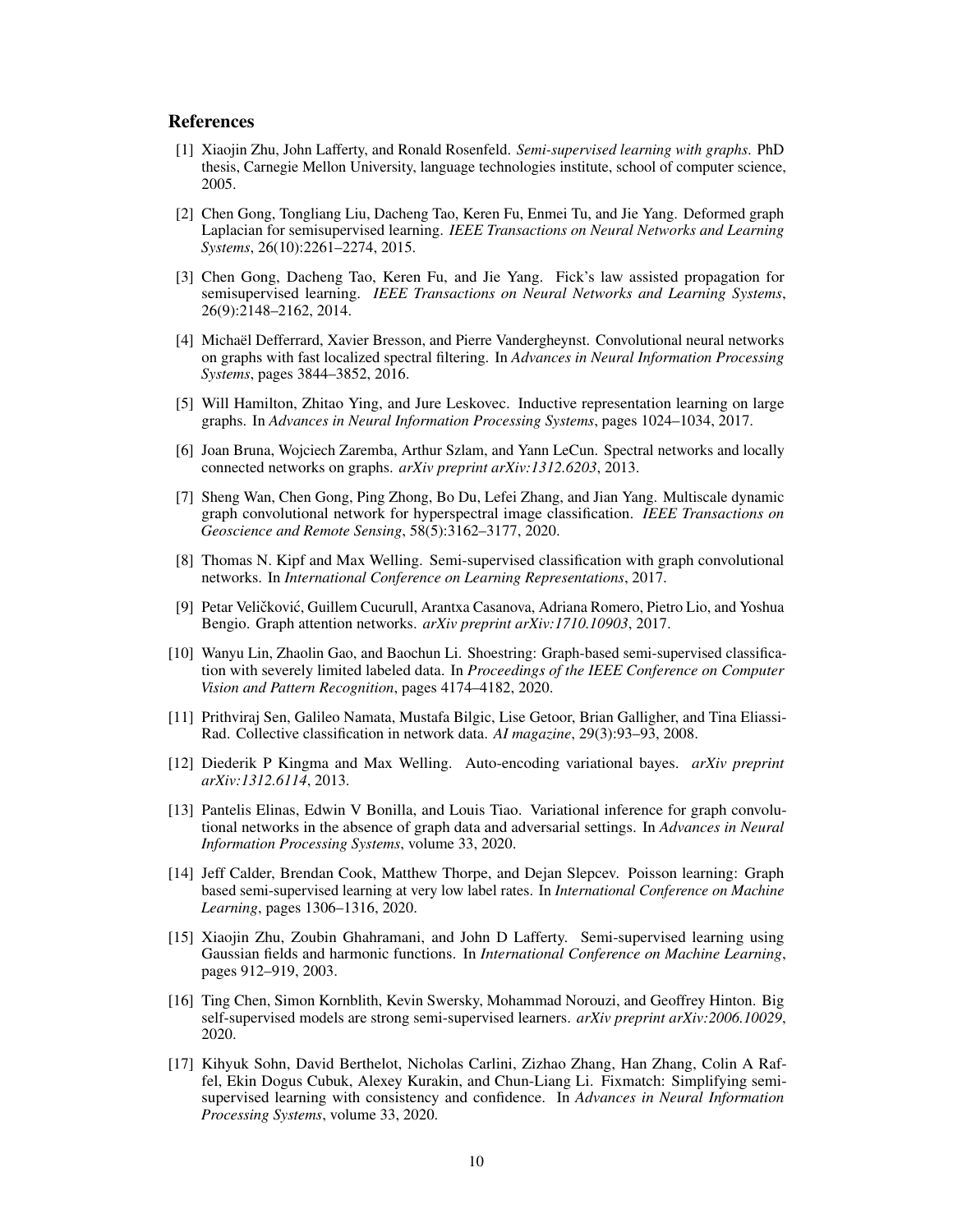## References

[1] Xiaojin Zhu, John Lafferty, and Ronald Rosenfeld. *Semi-supervised learning with graphs*. PhD thesis, Carnegie Mellon University, language technologies institute, school of computer science, 2005.

[2] Chen Gong, Tongliang Liu, Dacheng Tao, Keren Fu, Enmei Tu, and Jie Yang. Deformed graph Laplacian for semisupervised learning. *IEEE Transactions on Neural Networks and Learning Systems*, 26(10):2261–2274, 2015.

[3] Chen Gong, Dacheng Tao, Keren Fu, and Jie Yang. Fick's law assisted propagation for semisupervised learning. *IEEE Transactions on Neural Networks and Learning Systems*, 26(9):2148–2162, 2014.

[4] Michaël Defferrard, Xavier Bresson, and Pierre Vandergheynst. Convolutional neural networks on graphs with fast localized spectral filtering. In *Advances in Neural Information Processing Systems*, pages 3844–3852, 2016.

[5] Will Hamilton, Zhitao Ying, and Jure Leskovec. Inductive representation learning on large graphs. In *Advances in Neural Information Processing Systems*, pages 1024–1034, 2017.

[6] Joan Bruna, Wojciech Zaremba, Arthur Szlam, and Yann LeCun. Spectral networks and locally connected networks on graphs. *arXiv preprint arXiv:1312.6203*, 2013.

[7] Sheng Wan, Chen Gong, Ping Zhong, Bo Du, Lefei Zhang, and Jian Yang. Multiscale dynamic graph convolutional network for hyperspectral image classification. *IEEE Transactions on Geoscience and Remote Sensing*, 58(5):3162–3177, 2020.

[8] Thomas N. Kipf and Max Welling. Semi-supervised classification with graph convolutional networks. In *International Conference on Learning Representations*, 2017.

[9] Petar Veličković, Guillem Cucurull, Arantxa Casanova, Adriana Romero, Pietro Lio, and Yoshua Bengio. Graph attention networks. *arXiv preprint arXiv:1710.10903*, 2017.

[10] Wanyu Lin, Zhaolin Gao, and Baochun Li. Shoestring: Graph-based semi-supervised classification with severely limited labeled data. In *Proceedings of the IEEE Conference on Computer Vision and Pattern Recognition*, pages 4174–4182, 2020.

[11] Prithviraj Sen, Galileo Namata, Mustafa Bilgic, Lise Getoor, Brian Galligher, and Tina Eliassi-Rad. Collective classification in network data. *AI magazine*, 29(3):93–93, 2008.

[12] Diederik P Kingma and Max Welling. Auto-encoding variational bayes. *arXiv preprint arXiv:1312.6114*, 2013.

[13] Pantelis Elinas, Edwin V Bonilla, and Louis Tiao. Variational inference for graph convolutional networks in the absence of graph data and adversarial settings. In *Advances in Neural Information Processing Systems*, volume 33, 2020.

[14] Jeff Calder, Brendan Cook, Matthew Thorpe, and Dejan Slepcev. Poisson learning: Graph based semi-supervised learning at very low label rates. In *International Conference on Machine Learning*, pages 1306–1316, 2020.

[15] Xiaojin Zhu, Zoubin Ghahramani, and John D Lafferty. Semi-supervised learning using Gaussian fields and harmonic functions. In *International Conference on Machine Learning*, pages 912–919, 2003.

[16] Ting Chen, Simon Kornblith, Kevin Swersky, Mohammad Norouzi, and Geoffrey Hinton. Big self-supervised models are strong semi-supervised learners. *arXiv preprint arXiv:2006.10029*, 2020.

[17] Kihyuk Sohn, David Berthelot, Nicholas Carlini, Zizhao Zhang, Han Zhang, Colin A Raffel, Ekin Dogus Cubuk, Alexey Kurakin, and Chun-Liang Li. Fixmatch: Simplifying semi-supervised learning with consistency and confidence. In *Advances in Neural Information Processing Systems*, volume 33, 2020.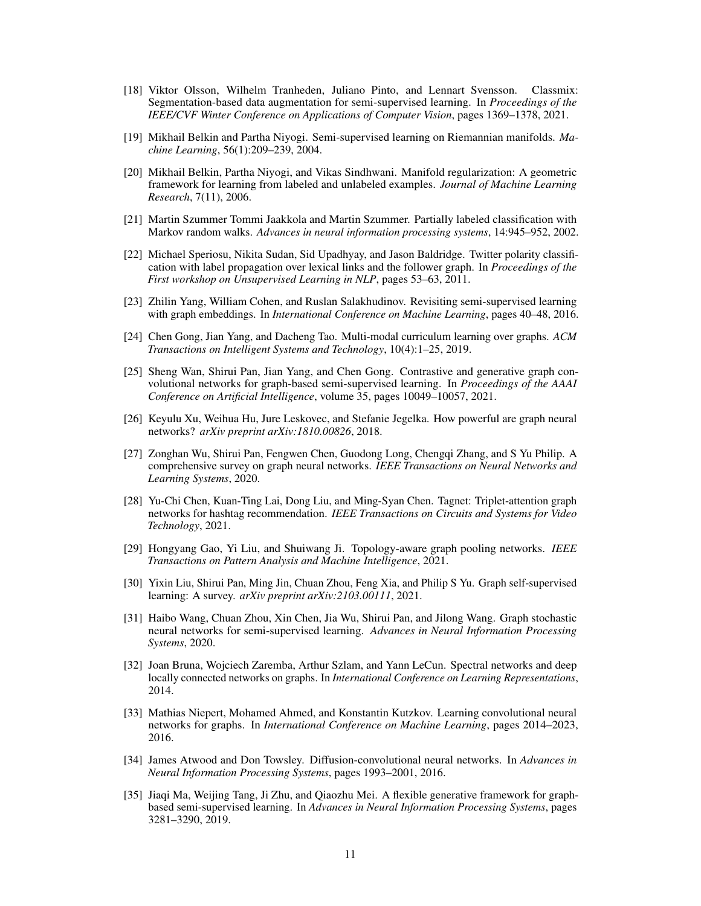[18] Viktor Olsson, Wilhelm Tranheden, Juliano Pinto, and Lennart Svensson. Classmix: Segmentation-based data augmentation for semi-supervised learning. In *Proceedings of the IEEE/CVF Winter Conference on Applications of Computer Vision*, pages 1369–1378, 2021.

[19] Mikhail Belkin and Partha Niyogi. Semi-supervised learning on Riemannian manifolds. *Machine Learning*, 56(1):209–239, 2004.

[20] Mikhail Belkin, Partha Niyogi, and Vikas Sindhwani. Manifold regularization: A geometric framework for learning from labeled and unlabeled examples. *Journal of Machine Learning Research*, 7(11), 2006.

[21] Martin Szummer Tommi Jaakkola and Martin Szummer. Partially labeled classification with Markov random walks. *Advances in neural information processing systems*, 14:945–952, 2002.

[22] Michael Speriosu, Nikita Sudan, Sid Upadhyay, and Jason Baldridge. Twitter polarity classification with label propagation over lexical links and the follower graph. In *Proceedings of the First workshop on Unsupervised Learning in NLP*, pages 53–63, 2011.

[23] Zhilin Yang, William Cohen, and Ruslan Salakhudinov. Revisiting semi-supervised learning with graph embeddings. In *International Conference on Machine Learning*, pages 40–48, 2016.

[24] Chen Gong, Jian Yang, and Dacheng Tao. Multi-modal curriculum learning over graphs. *ACM Transactions on Intelligent Systems and Technology*, 10(4):1–25, 2019.

[25] Sheng Wan, Shirui Pan, Jian Yang, and Chen Gong. Contrastive and generative graph convolutional networks for graph-based semi-supervised learning. In *Proceedings of the AAAI Conference on Artificial Intelligence*, volume 35, pages 10049–10057, 2021.

[26] Keyulu Xu, Weihua Hu, Jure Leskovec, and Stefanie Jegelka. How powerful are graph neural networks? *arXiv preprint arXiv:1810.00826*, 2018.

[27] Zonghan Wu, Shirui Pan, Fengwen Chen, Guodong Long, Chengqi Zhang, and S Yu Philip. A comprehensive survey on graph neural networks. *IEEE Transactions on Neural Networks and Learning Systems*, 2020.

[28] Yu-Chi Chen, Kuan-Ting Lai, Dong Liu, and Ming-Syan Chen. Tagnet: Triplet-attention graph networks for hashtag recommendation. *IEEE Transactions on Circuits and Systems for Video Technology*, 2021.

[29] Hongyang Gao, Yi Liu, and Shuiwang Ji. Topology-aware graph pooling networks. *IEEE Transactions on Pattern Analysis and Machine Intelligence*, 2021.

[30] Yixin Liu, Shirui Pan, Ming Jin, Chuan Zhou, Feng Xia, and Philip S Yu. Graph self-supervised learning: A survey. *arXiv preprint arXiv:2103.00111*, 2021.

[31] Haibo Wang, Chuan Zhou, Xin Chen, Jia Wu, Shirui Pan, and Jilong Wang. Graph stochastic neural networks for semi-supervised learning. *Advances in Neural Information Processing Systems*, 2020.

[32] Joan Bruna, Wojciech Zaremba, Arthur Szlam, and Yann LeCun. Spectral networks and deep locally connected networks on graphs. In *International Conference on Learning Representations*, 2014.

[33] Mathias Niepert, Mohamed Ahmed, and Konstantin Kutzkov. Learning convolutional neural networks for graphs. In *International Conference on Machine Learning*, pages 2014–2023, 2016.

[34] James Atwood and Don Towsley. Diffusion-convolutional neural networks. In *Advances in Neural Information Processing Systems*, pages 1993–2001, 2016.

[35] Jiaqi Ma, Weijing Tang, Ji Zhu, and Qiaozhu Mei. A flexible generative framework for graph-based semi-supervised learning. In *Advances in Neural Information Processing Systems*, pages 3281–3290, 2019.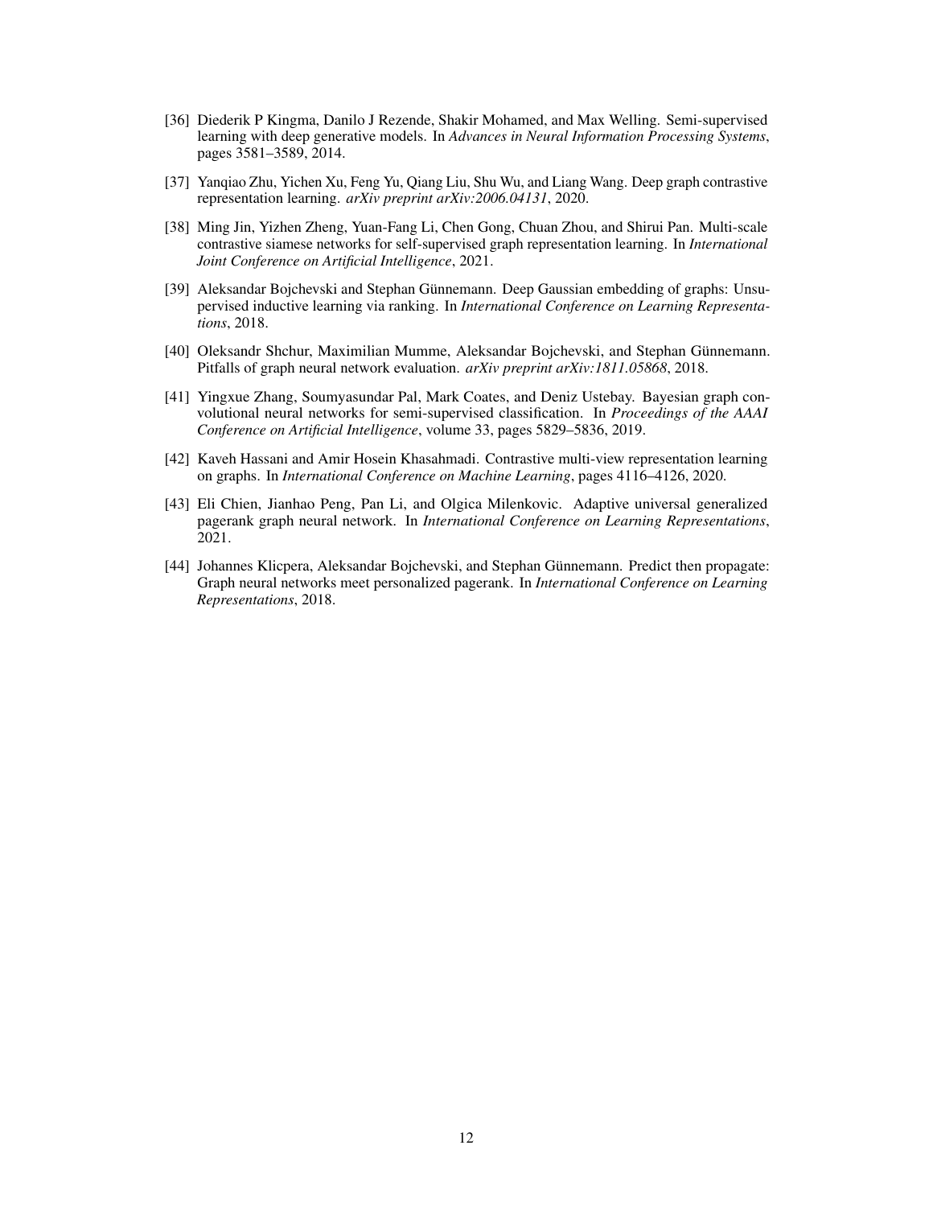[36] Diederik P Kingma, Danilo J Rezende, Shakir Mohamed, and Max Welling. Semi-supervised learning with deep generative models. In *Advances in Neural Information Processing Systems*, pages 3581–3589, 2014.

[37] Yanqiao Zhu, Yichen Xu, Feng Yu, Qiang Liu, Shu Wu, and Liang Wang. Deep graph contrastive representation learning. *arXiv preprint arXiv:2006.04131*, 2020.

[38] Ming Jin, Yizhen Zheng, Yuan-Fang Li, Chen Gong, Chuan Zhou, and Shirui Pan. Multi-scale contrastive siamese networks for self-supervised graph representation learning. In *International Joint Conference on Artificial Intelligence*, 2021.

[39] Aleksandar Bojchevski and Stephan Günnemann. Deep Gaussian embedding of graphs: Unsupervised inductive learning via ranking. In *International Conference on Learning Representations*, 2018.

[40] Oleksandr Shchur, Maximilian Mumme, Aleksandar Bojchevski, and Stephan Günnemann. Pitfalls of graph neural network evaluation. *arXiv preprint arXiv:1811.05868*, 2018.

[41] Yingxue Zhang, Soumyasundar Pal, Mark Coates, and Deniz Ustebay. Bayesian graph convolutional neural networks for semi-supervised classification. In *Proceedings of the AAAI Conference on Artificial Intelligence*, volume 33, pages 5829–5836, 2019.

[42] Kaveh Hassani and Amir Hosein Khasahmadi. Contrastive multi-view representation learning on graphs. In *International Conference on Machine Learning*, pages 4116–4126, 2020.

[43] Eli Chien, Jianhao Peng, Pan Li, and Olgica Milenkovic. Adaptive universal generalized pagerank graph neural network. In *International Conference on Learning Representations*, 2021.

[44] Johannes Klicpera, Aleksandar Bojchevski, and Stephan Günnemann. Predict then propagate: Graph neural networks meet personalized pagerank. In *International Conference on Learning Representations*, 2018.